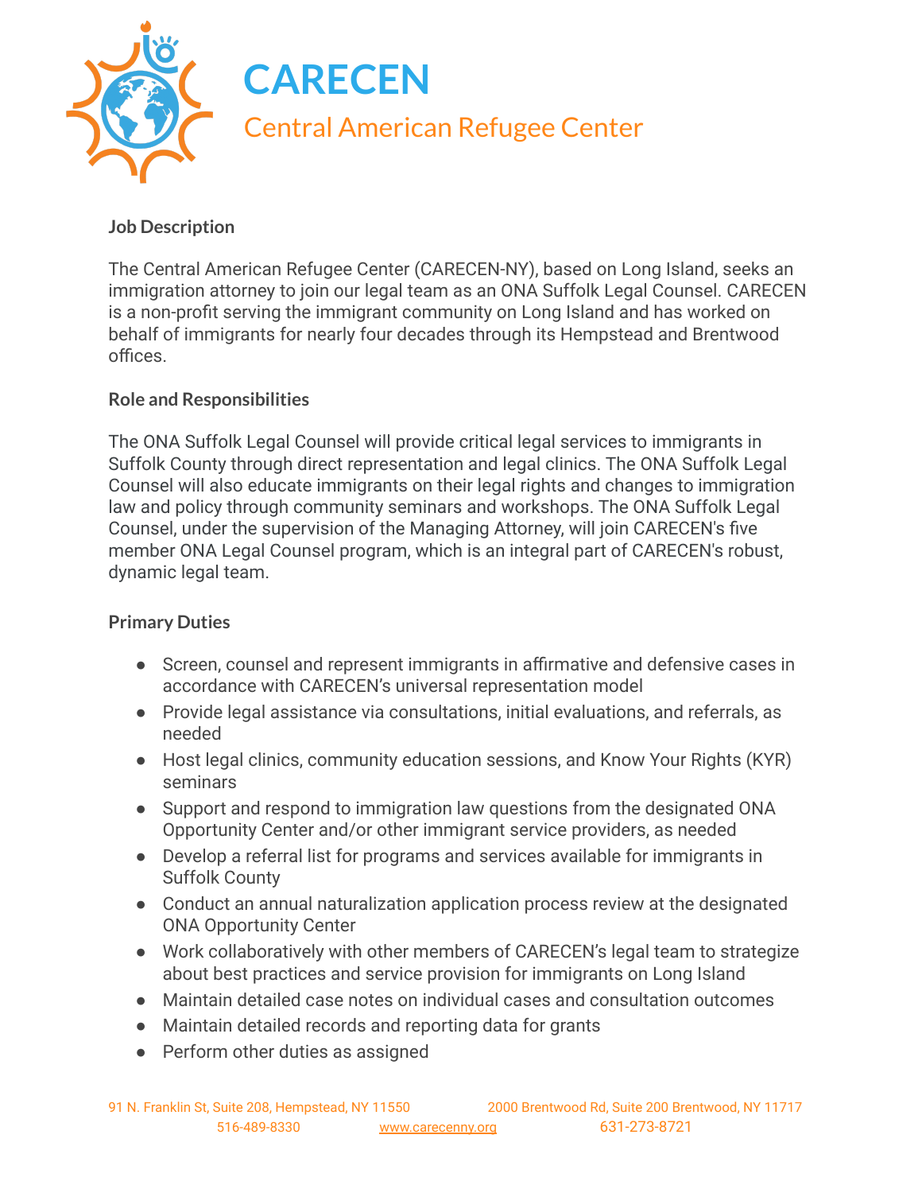# CARECEN

## Central American Refugee Center

### Job Description

The Central American Refugee Center (CARECEN-NY), based on Long Island, seeks an immigration attorney to join our legal team as an ONA Suffolk Legal Counsel. CARECEN is a non-profit serving the immigrant community on Long Island and has worked on behalf of immigrants for nearly four decades through its Hempstead and Brentwood offices.

### Role and Responsibilities

The ONA Suffolk Legal Counsel will provide critical legal services to immigrants in Suffolk County through direct representation and legal clinics. The ONA Suffolk Legal Counsel will also educate immigrants on their legal rights and changes to immigration law and policy through community seminars and workshops. The ONA Suffolk Legal Counsel, under the supervision of the Managing Attorney, will join CARECEN's five member ONA Legal Counsel program, which is an integral part of CARECEN's robust, dynamic legal team.

### Primary Duties

- Screen, counsel and represent immigrants in affirmative and defensive cases in accordance with CARECEN's universal representation model
- Provide legal assistance via consultations, initial evaluations, and referrals, as needed
- Host legal clinics, community education sessions, and Know Your Rights (KYR) seminars
- Support and respond to immigration law questions from the designated ONA Opportunity Center and/or other immigrant service providers, as needed
- Develop a referral list for programs and services available for immigrants in Suffolk County
- Conduct an annual naturalization application process review at the designated ONA Opportunity Center
- Work collaboratively with other members of CARECEN's legal team to strategize about best practices and service provision for immigrants on Long Island
- Maintain detailed case notes on individual cases and consultation outcomes
- Maintain detailed records and reporting data for grants
- Perform other duties as assigned

91 N. Franklin St, Suite 208, Hempstead, NY 11550 | 2000 Brentwood Rd, Suite 200 Brentwood, NY 11717
516-489-8330 | www.carecenny.org | 631-273-8721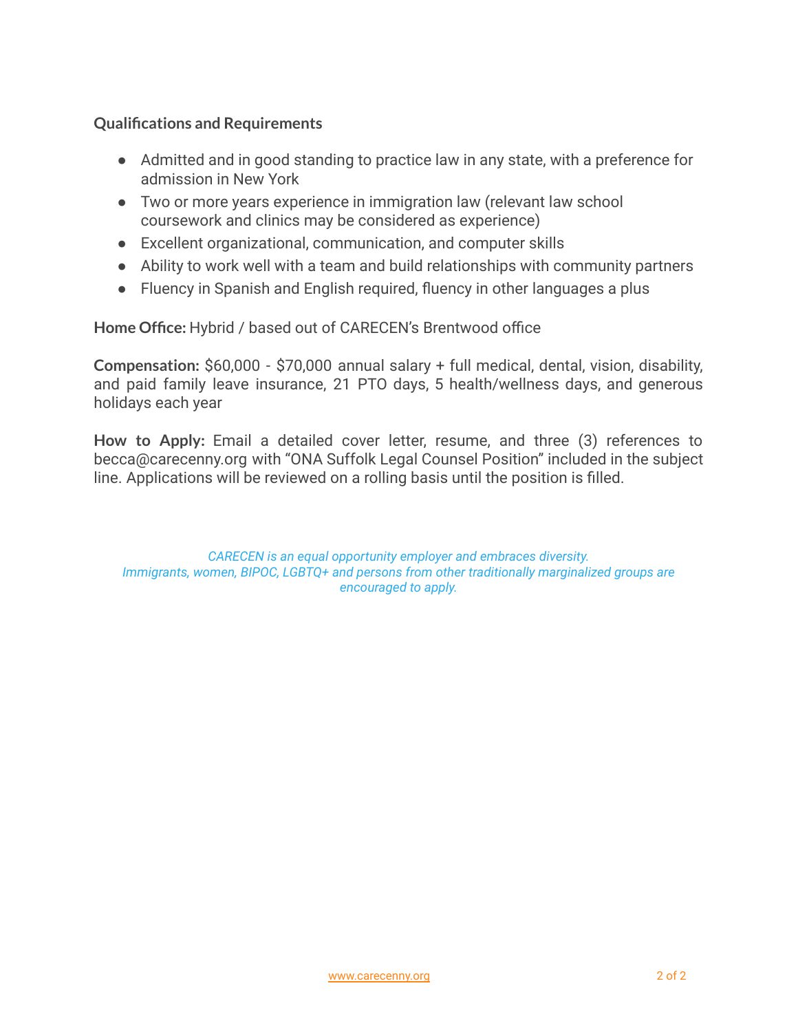**Qualifications and Requirements**

- Admitted and in good standing to practice law in any state, with a preference for admission in New York
- Two or more years experience in immigration law (relevant law school coursework and clinics may be considered as experience)
- Excellent organizational, communication, and computer skills
- Ability to work well with a team and build relationships with community partners
- Fluency in Spanish and English required, fluency in other languages a plus

**Home Office:** Hybrid / based out of CARECEN's Brentwood office

**Compensation:** $60,000 - $70,000 annual salary + full medical, dental, vision, disability, and paid family leave insurance, 21 PTO days, 5 health/wellness days, and generous holidays each year

**How to Apply:** Email a detailed cover letter, resume, and three (3) references to becca@carecenny.org with "ONA Suffolk Legal Counsel Position" included in the subject line. Applications will be reviewed on a rolling basis until the position is filled.

*CARECEN is an equal opportunity employer and embraces diversity.*
*Immigrants, women, BIPOC, LGBTQ+ and persons from other traditionally marginalized groups are encouraged to apply.*

www.carecenny.org